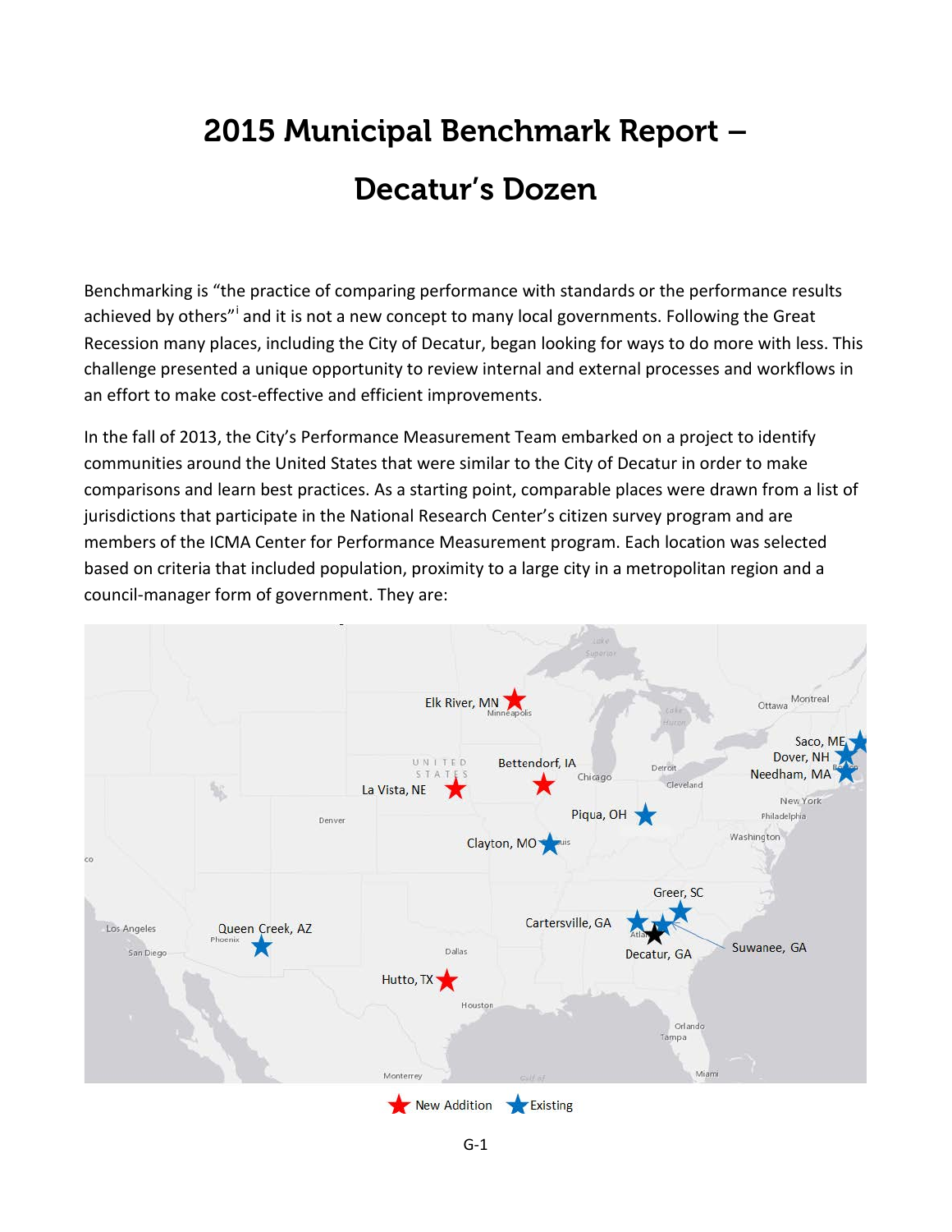# 2015 Municipal Benchmark Report – Decatur's Dozen

Benchmarking is "the practice of comparing performance with standards or the performance results achieved by others"[i] and it is not a new concept to many local governments. Following the Great Recession many places, including the City of Decatur, began looking for ways to do more with less. This challenge presented a unique opportunity to review internal and external processes and workflows in an effort to make cost-effective and efficient improvements.

In the fall of 2013, the City's Performance Measurement Team embarked on a project to identify communities around the United States that were similar to the City of Decatur in order to make comparisons and learn best practices. As a starting point, comparable places were drawn from a list of jurisdictions that participate in the National Research Center's citizen survey program and are members of the ICMA Center for Performance Measurement program. Each location was selected based on criteria that included population, proximity to a large city in a metropolitan region and a council-manager form of government. They are:

Elk River, MN; Bettendorf, IA; La Vista, NE; Saco, ME; Dover, NH; Needham, MA; Piqua, OH; Clayton, MO; Greer, SC; Cartersville, GA; Suwanee, GA; Decatur, GA; Queen Creek, AZ; Hutto, TX

★ New Addition ★ Existing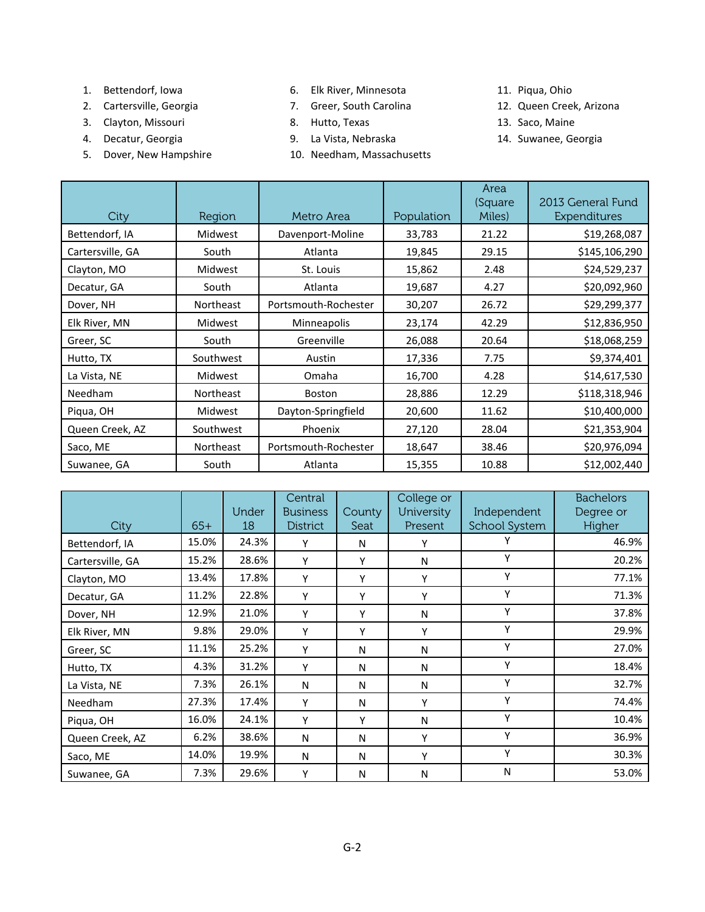1. Bettendorf, Iowa
2. Cartersville, Georgia
3. Clayton, Missouri
4. Decatur, Georgia
5. Dover, New Hampshire
6. Elk River, Minnesota
7. Greer, South Carolina
8. Hutto, Texas
9. La Vista, Nebraska
10. Needham, Massachusetts
11. Piqua, Ohio
12. Queen Creek, Arizona
13. Saco, Maine
14. Suwanee, Georgia

| City | Region | Metro Area | Population | Area (Square Miles) | 2013 General Fund Expenditures |
|---|---|---|---|---|---|
| Bettendorf, IA | Midwest | Davenport-Moline | 33,783 | 21.22 | $19,268,087 |
| Cartersville, GA | South | Atlanta | 19,845 | 29.15 | $145,106,290 |
| Clayton, MO | Midwest | St. Louis | 15,862 | 2.48 | $24,529,237 |
| Decatur, GA | South | Atlanta | 19,687 | 4.27 | $20,092,960 |
| Dover, NH | Northeast | Portsmouth-Rochester | 30,207 | 26.72 | $29,299,377 |
| Elk River, MN | Midwest | Minneapolis | 23,174 | 42.29 | $12,836,950 |
| Greer, SC | South | Greenville | 26,088 | 20.64 | $18,068,259 |
| Hutto, TX | Southwest | Austin | 17,336 | 7.75 | $9,374,401 |
| La Vista, NE | Midwest | Omaha | 16,700 | 4.28 | $14,617,530 |
| Needham | Northeast | Boston | 28,886 | 12.29 | $118,318,946 |
| Piqua, OH | Midwest | Dayton-Springfield | 20,600 | 11.62 | $10,400,000 |
| Queen Creek, AZ | Southwest | Phoenix | 27,120 | 28.04 | $21,353,904 |
| Saco, ME | Northeast | Portsmouth-Rochester | 18,647 | 38.46 | $20,976,094 |
| Suwanee, GA | South | Atlanta | 15,355 | 10.88 | $12,002,440 |

| City | 65+ | Under 18 | Central Business District | County Seat | College or University Present | Independent School System | Bachelors Degree or Higher |
|---|---|---|---|---|---|---|---|
| Bettendorf, IA | 15.0% | 24.3% | Y | N | Y | Y | 46.9% |
| Cartersville, GA | 15.2% | 28.6% | Y | Y | N | Y | 20.2% |
| Clayton, MO | 13.4% | 17.8% | Y | Y | Y | Y | 77.1% |
| Decatur, GA | 11.2% | 22.8% | Y | Y | Y | Y | 71.3% |
| Dover, NH | 12.9% | 21.0% | Y | Y | N | Y | 37.8% |
| Elk River, MN | 9.8% | 29.0% | Y | Y | Y | Y | 29.9% |
| Greer, SC | 11.1% | 25.2% | Y | N | N | Y | 27.0% |
| Hutto, TX | 4.3% | 31.2% | Y | N | N | Y | 18.4% |
| La Vista, NE | 7.3% | 26.1% | N | N | N | Y | 32.7% |
| Needham | 27.3% | 17.4% | Y | N | Y | Y | 74.4% |
| Piqua, OH | 16.0% | 24.1% | Y | Y | N | Y | 10.4% |
| Queen Creek, AZ | 6.2% | 38.6% | N | N | Y | Y | 36.9% |
| Saco, ME | 14.0% | 19.9% | N | N | Y | Y | 30.3% |
| Suwanee, GA | 7.3% | 29.6% | Y | N | N | N | 53.0% |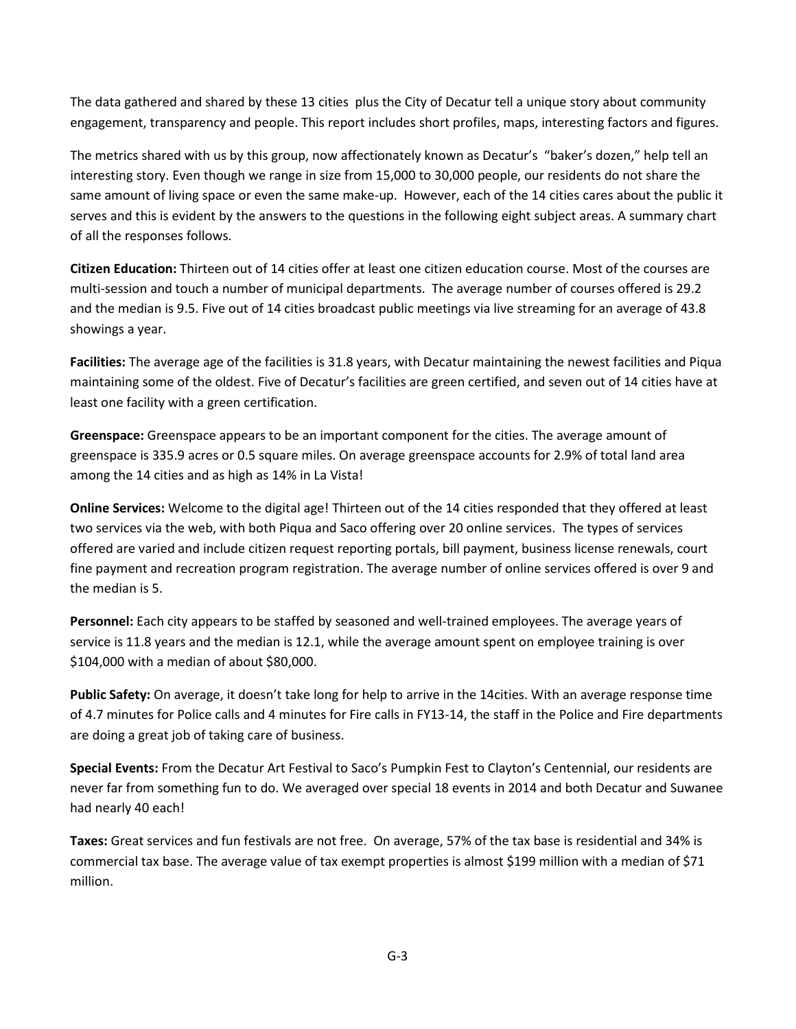The data gathered and shared by these 13 cities plus the City of Decatur tell a unique story about community engagement, transparency and people. This report includes short profiles, maps, interesting factors and figures.

The metrics shared with us by this group, now affectionately known as Decatur's "baker's dozen," help tell an interesting story. Even though we range in size from 15,000 to 30,000 people, our residents do not share the same amount of living space or even the same make-up. However, each of the 14 cities cares about the public it serves and this is evident by the answers to the questions in the following eight subject areas. A summary chart of all the responses follows.

**Citizen Education:** Thirteen out of 14 cities offer at least one citizen education course. Most of the courses are multi-session and touch a number of municipal departments. The average number of courses offered is 29.2 and the median is 9.5. Five out of 14 cities broadcast public meetings via live streaming for an average of 43.8 showings a year.

**Facilities:** The average age of the facilities is 31.8 years, with Decatur maintaining the newest facilities and Piqua maintaining some of the oldest. Five of Decatur's facilities are green certified, and seven out of 14 cities have at least one facility with a green certification.

**Greenspace:** Greenspace appears to be an important component for the cities. The average amount of greenspace is 335.9 acres or 0.5 square miles. On average greenspace accounts for 2.9% of total land area among the 14 cities and as high as 14% in La Vista!

**Online Services:** Welcome to the digital age! Thirteen out of the 14 cities responded that they offered at least two services via the web, with both Piqua and Saco offering over 20 online services. The types of services offered are varied and include citizen request reporting portals, bill payment, business license renewals, court fine payment and recreation program registration. The average number of online services offered is over 9 and the median is 5.

**Personnel:** Each city appears to be staffed by seasoned and well-trained employees. The average years of service is 11.8 years and the median is 12.1, while the average amount spent on employee training is over $104,000 with a median of about $80,000.

**Public Safety:** On average, it doesn't take long for help to arrive in the 14cities. With an average response time of 4.7 minutes for Police calls and 4 minutes for Fire calls in FY13-14, the staff in the Police and Fire departments are doing a great job of taking care of business.

**Special Events:** From the Decatur Art Festival to Saco's Pumpkin Fest to Clayton's Centennial, our residents are never far from something fun to do. We averaged over special 18 events in 2014 and both Decatur and Suwanee had nearly 40 each!

**Taxes:** Great services and fun festivals are not free. On average, 57% of the tax base is residential and 34% is commercial tax base. The average value of tax exempt properties is almost $199 million with a median of $71 million.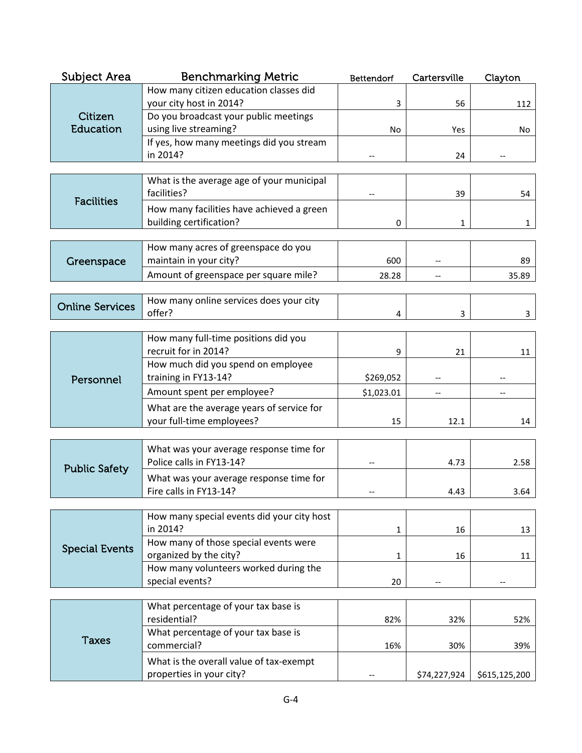| Subject Area | Benchmarking Metric | Bettendorf | Cartersville | Clayton |
|---|---|---|---|---|
| Citizen Education | How many citizen education classes did your city host in 2014? | 3 | 56 | 112 |
| | Do you broadcast your public meetings using live streaming? | No | Yes | No |
| | If yes, how many meetings did you stream in 2014? | -- | 24 | -- |
| Facilities | What is the average age of your municipal facilities? | -- | 39 | 54 |
| | How many facilities have achieved a green building certification? | 0 | 1 | 1 |
| Greenspace | How many acres of greenspace do you maintain in your city? | 600 | -- | 89 |
| | Amount of greenspace per square mile? | 28.28 | -- | 35.89 |
| Online Services | How many online services does your city offer? | 4 | 3 | 3 |
| Personnel | How many full-time positions did you recruit for in 2014? | 9 | 21 | 11 |
| | How much did you spend on employee training in FY13-14? | $269,052 | -- | -- |
| | Amount spent per employee? | $1,023.01 | -- | -- |
| | What are the average years of service for your full-time employees? | 15 | 12.1 | 14 |
| Public Safety | What was your average response time for Police calls in FY13-14? | -- | 4.73 | 2.58 |
| | What was your average response time for Fire calls in FY13-14? | -- | 4.43 | 3.64 |
| Special Events | How many special events did your city host in 2014? | 1 | 16 | 13 |
| | How many of those special events were organized by the city? | 1 | 16 | 11 |
| | How many volunteers worked during the special events? | 20 | -- | -- |
| Taxes | What percentage of your tax base is residential? | 82% | 32% | 52% |
| | What percentage of your tax base is commercial? | 16% | 30% | 39% |
| | What is the overall value of tax-exempt properties in your city? | -- | $74,227,924 | $615,125,200 |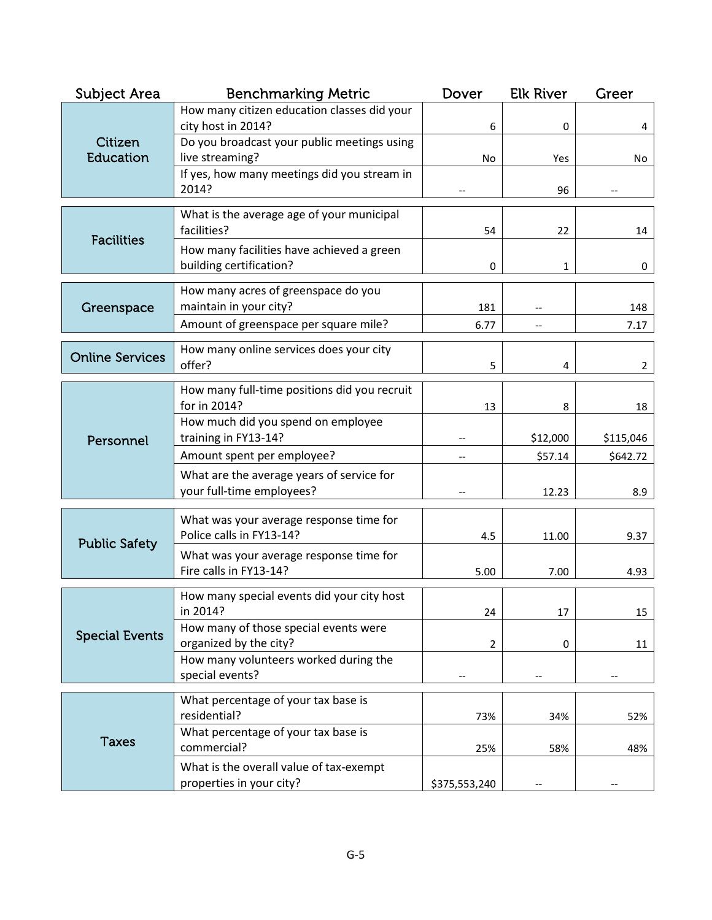| Subject Area | Benchmarking Metric | Dover | Elk River | Greer |
| --- | --- | --- | --- | --- |
| Citizen Education | How many citizen education classes did your city host in 2014? | 6 | 0 | 4 |
| | Do you broadcast your public meetings using live streaming? | No | Yes | No |
| | If yes, how many meetings did you stream in 2014? | -- | 96 | -- |
| Facilities | What is the average age of your municipal facilities? | 54 | 22 | 14 |
| | How many facilities have achieved a green building certification? | 0 | 1 | 0 |
| Greenspace | How many acres of greenspace do you maintain in your city? | 181 | -- | 148 |
| | Amount of greenspace per square mile? | 6.77 | -- | 7.17 |
| Online Services | How many online services does your city offer? | 5 | 4 | 2 |
| Personnel | How many full-time positions did you recruit for in 2014? | 13 | 8 | 18 |
| | How much did you spend on employee training in FY13-14? | -- | $12,000 | $115,046 |
| | Amount spent per employee? | -- | $57.14 | $642.72 |
| | What are the average years of service for your full-time employees? | -- | 12.23 | 8.9 |
| Public Safety | What was your average response time for Police calls in FY13-14? | 4.5 | 11.00 | 9.37 |
| | What was your average response time for Fire calls in FY13-14? | 5.00 | 7.00 | 4.93 |
| Special Events | How many special events did your city host in 2014? | 24 | 17 | 15 |
| | How many of those special events were organized by the city? | 2 | 0 | 11 |
| | How many volunteers worked during the special events? | -- | -- | -- |
| Taxes | What percentage of your tax base is residential? | 73% | 34% | 52% |
| | What percentage of your tax base is commercial? | 25% | 58% | 48% |
| | What is the overall value of tax-exempt properties in your city? | $375,553,240 | -- | -- |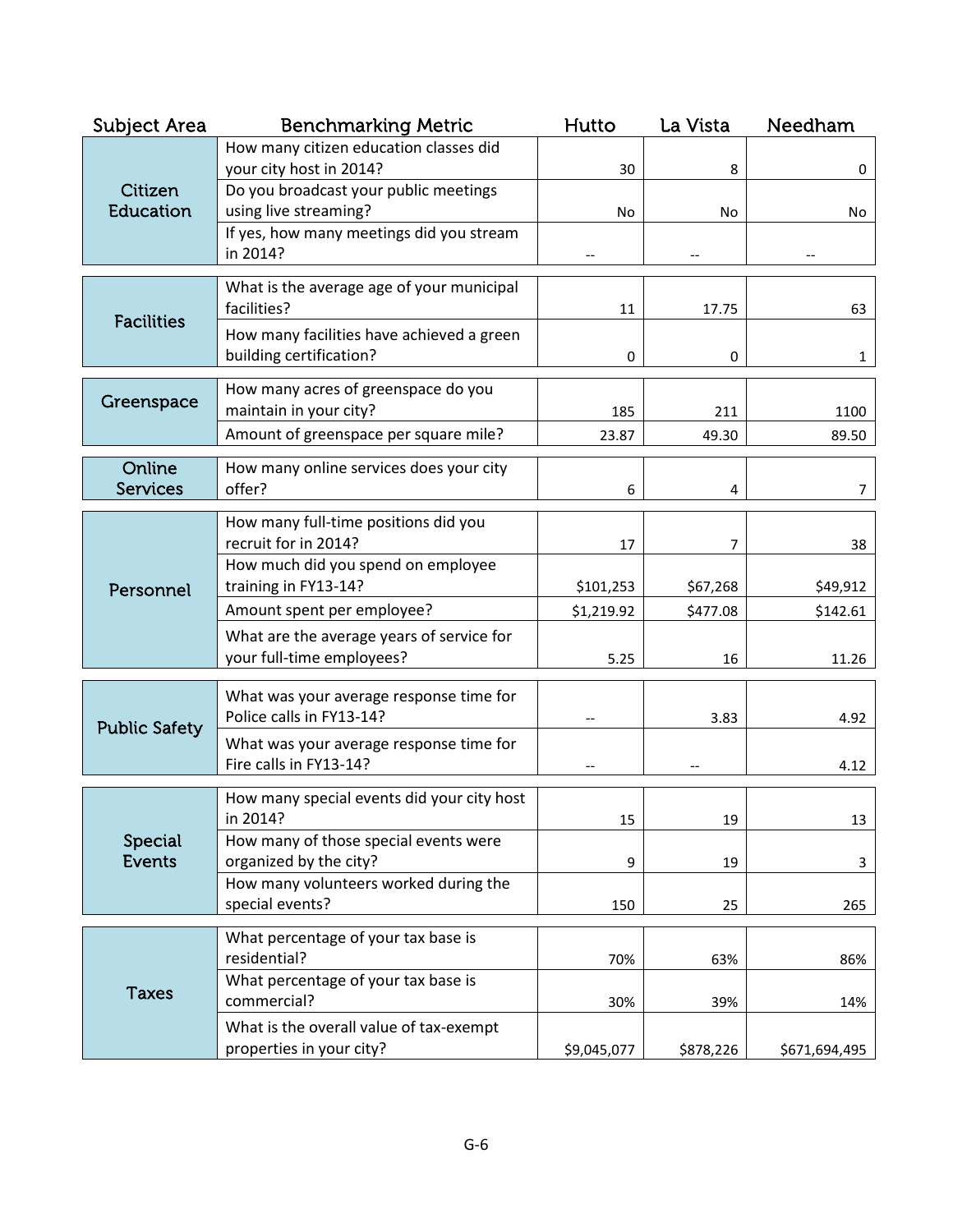| Subject Area | Benchmarking Metric | Hutto | La Vista | Needham |
|---|---|---|---|---|
| Citizen Education | How many citizen education classes did your city host in 2014? | 30 | 8 | 0 |
| | Do you broadcast your public meetings using live streaming? | No | No | No |
| | If yes, how many meetings did you stream in 2014? | -- | -- | -- |
| Facilities | What is the average age of your municipal facilities? | 11 | 17.75 | 63 |
| | How many facilities have achieved a green building certification? | 0 | 0 | 1 |
| Greenspace | How many acres of greenspace do you maintain in your city? | 185 | 211 | 1100 |
| | Amount of greenspace per square mile? | 23.87 | 49.30 | 89.50 |
| Online Services | How many online services does your city offer? | 6 | 4 | 7 |
| Personnel | How many full-time positions did you recruit for in 2014? | 17 | 7 | 38 |
| | How much did you spend on employee training in FY13-14? | $101,253 | $67,268 | $49,912 |
| | Amount spent per employee? | $1,219.92 | $477.08 | $142.61 |
| | What are the average years of service for your full-time employees? | 5.25 | 16 | 11.26 |
| Public Safety | What was your average response time for Police calls in FY13-14? | -- | 3.83 | 4.92 |
| | What was your average response time for Fire calls in FY13-14? | -- | -- | 4.12 |
| Special Events | How many special events did your city host in 2014? | 15 | 19 | 13 |
| | How many of those special events were organized by the city? | 9 | 19 | 3 |
| | How many volunteers worked during the special events? | 150 | 25 | 265 |
| Taxes | What percentage of your tax base is residential? | 70% | 63% | 86% |
| | What percentage of your tax base is commercial? | 30% | 39% | 14% |
| | What is the overall value of tax-exempt properties in your city? | $9,045,077 | $878,226 | $671,694,495 |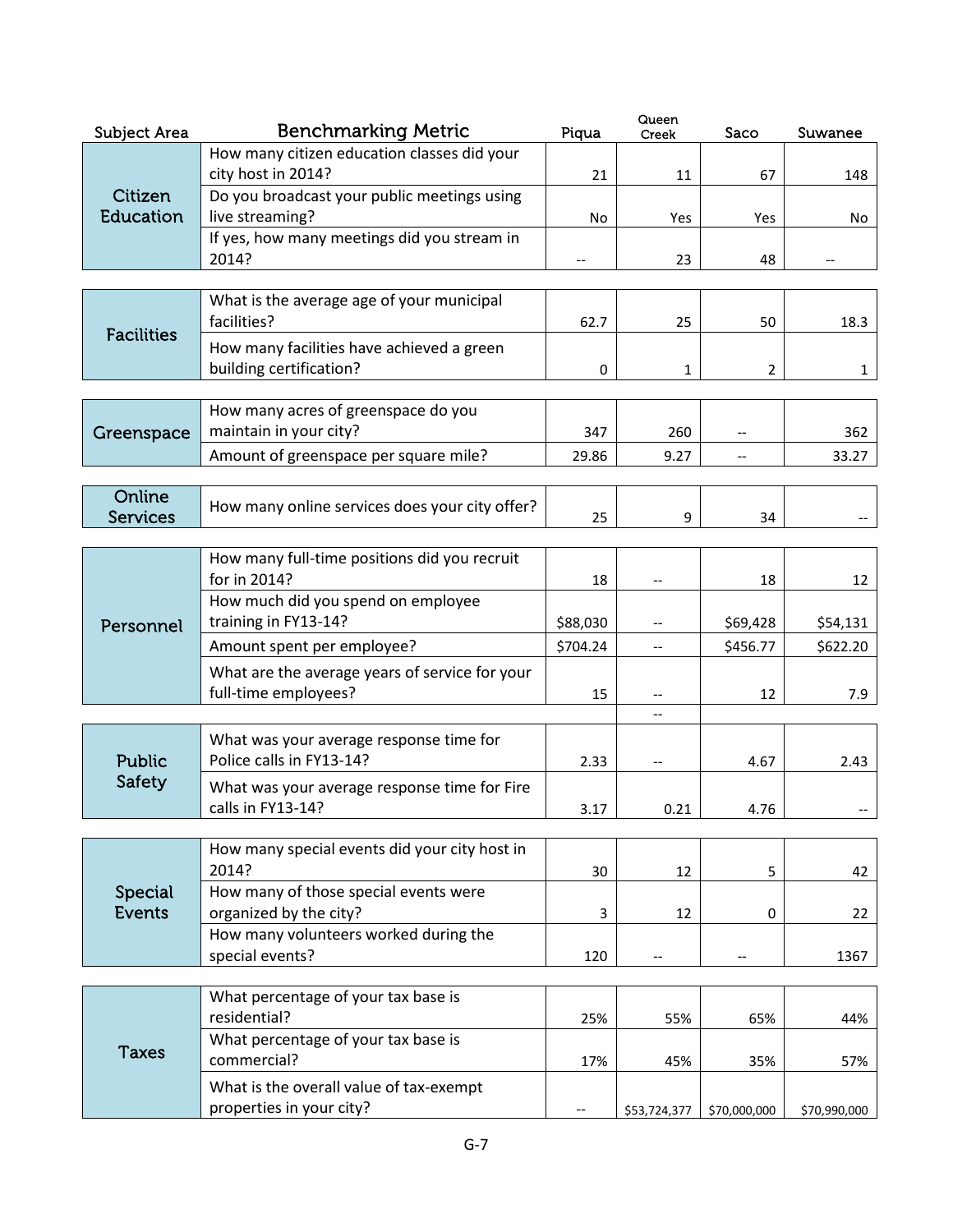| Subject Area | Benchmarking Metric | Piqua | Queen Creek | Saco | Suwanee |
|---|---|---|---|---|---|
| Citizen Education | How many citizen education classes did your city host in 2014? | 21 | 11 | 67 | 148 |
| | Do you broadcast your public meetings using live streaming? | No | Yes | Yes | No |
| | If yes, how many meetings did you stream in 2014? | -- | 23 | 48 | -- |
| Facilities | What is the average age of your municipal facilities? | 62.7 | 25 | 50 | 18.3 |
| | How many facilities have achieved a green building certification? | 0 | 1 | 2 | 1 |
| Greenspace | How many acres of greenspace do you maintain in your city? | 347 | 260 | -- | 362 |
| | Amount of greenspace per square mile? | 29.86 | 9.27 | -- | 33.27 |
| Online Services | How many online services does your city offer? | 25 | 9 | 34 | -- |
| Personnel | How many full-time positions did you recruit for in 2014? | 18 | -- | 18 | 12 |
| | How much did you spend on employee training in FY13-14? | $88,030 | -- | $69,428 | $54,131 |
| | Amount spent per employee? | $704.24 | -- | $456.77 | $622.20 |
| | What are the average years of service for your full-time employees? | 15 | -- | 12 | 7.9 |
| | | | -- | | |
| Public Safety | What was your average response time for Police calls in FY13-14? | 2.33 | -- | 4.67 | 2.43 |
| | What was your average response time for Fire calls in FY13-14? | 3.17 | 0.21 | 4.76 | -- |
| Special Events | How many special events did your city host in 2014? | 30 | 12 | 5 | 42 |
| | How many of those special events were organized by the city? | 3 | 12 | 0 | 22 |
| | How many volunteers worked during the special events? | 120 | -- | -- | 1367 |
| Taxes | What percentage of your tax base is residential? | 25% | 55% | 65% | 44% |
| | What percentage of your tax base is commercial? | 17% | 45% | 35% | 57% |
| | What is the overall value of tax-exempt properties in your city? | -- | $53,724,377 | $70,000,000 | $70,990,000 |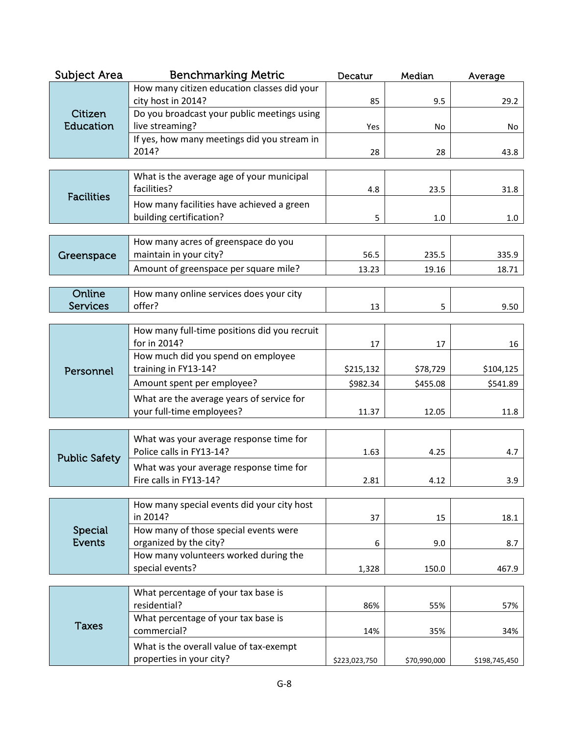| Subject Area | Benchmarking Metric | Decatur | Median | Average |
| --- | --- | --- | --- | --- |
| Citizen Education | How many citizen education classes did your city host in 2014? | 85 | 9.5 | 29.2 |
| | Do you broadcast your public meetings using live streaming? | Yes | No | No |
| | If yes, how many meetings did you stream in 2014? | 28 | 28 | 43.8 |
| Facilities | What is the average age of your municipal facilities? | 4.8 | 23.5 | 31.8 |
| | How many facilities have achieved a green building certification? | 5 | 1.0 | 1.0 |
| Greenspace | How many acres of greenspace do you maintain in your city? | 56.5 | 235.5 | 335.9 |
| | Amount of greenspace per square mile? | 13.23 | 19.16 | 18.71 |
| Online Services | How many online services does your city offer? | 13 | 5 | 9.50 |
| Personnel | How many full-time positions did you recruit for in 2014? | 17 | 17 | 16 |
| | How much did you spend on employee training in FY13-14? | $215,132 | $78,729 | $104,125 |
| | Amount spent per employee? | $982.34 | $455.08 | $541.89 |
| | What are the average years of service for your full-time employees? | 11.37 | 12.05 | 11.8 |
| Public Safety | What was your average response time for Police calls in FY13-14? | 1.63 | 4.25 | 4.7 |
| | What was your average response time for Fire calls in FY13-14? | 2.81 | 4.12 | 3.9 |
| Special Events | How many special events did your city host in 2014? | 37 | 15 | 18.1 |
| | How many of those special events were organized by the city? | 6 | 9.0 | 8.7 |
| | How many volunteers worked during the special events? | 1,328 | 150.0 | 467.9 |
| Taxes | What percentage of your tax base is residential? | 86% | 55% | 57% |
| | What percentage of your tax base is commercial? | 14% | 35% | 34% |
| | What is the overall value of tax-exempt properties in your city? | $223,023,750 | $70,990,000 | $198,745,450 |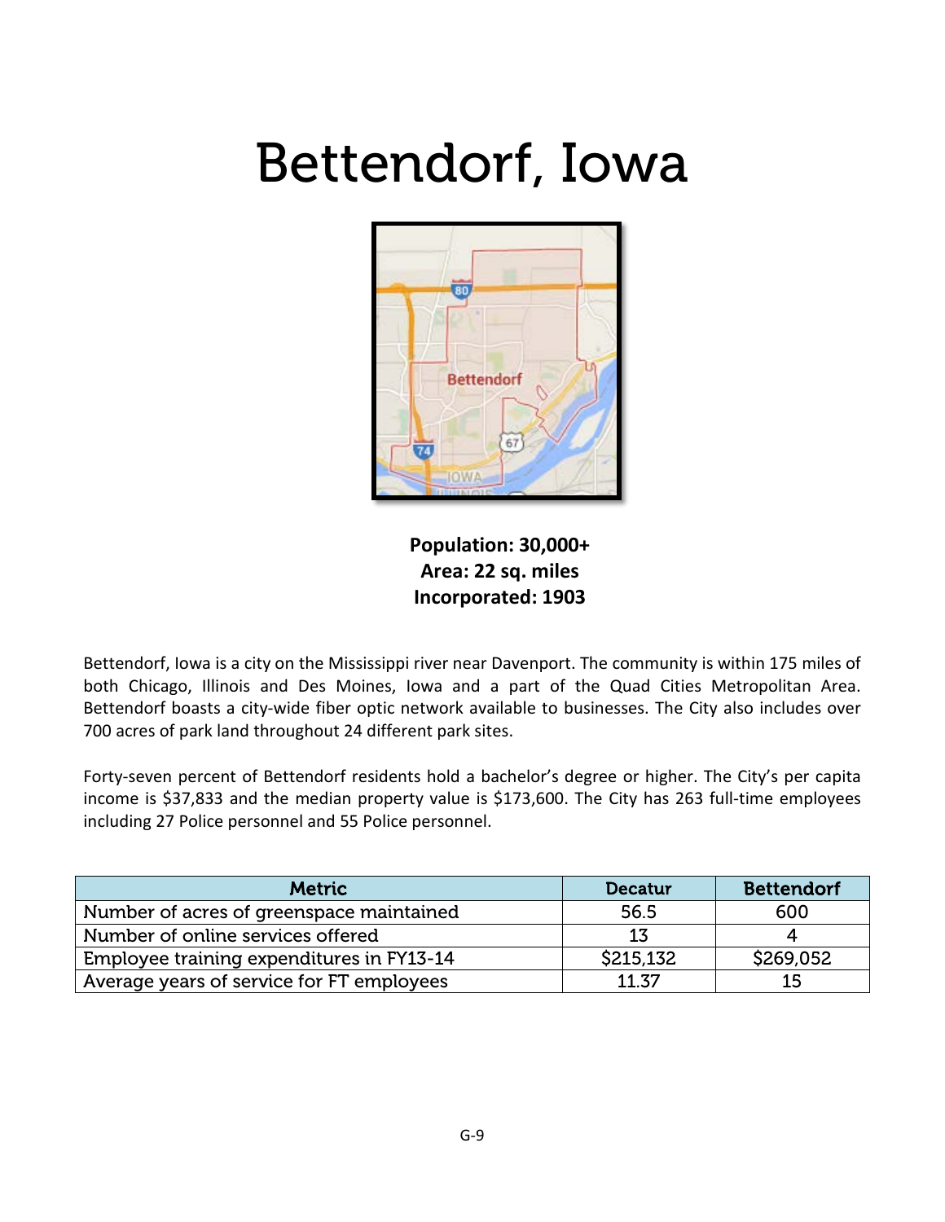# Bettendorf, Iowa

**Population: 30,000+**
**Area: 22 sq. miles**
**Incorporated: 1903**

Bettendorf, Iowa is a city on the Mississippi river near Davenport. The community is within 175 miles of both Chicago, Illinois and Des Moines, Iowa and a part of the Quad Cities Metropolitan Area. Bettendorf boasts a city-wide fiber optic network available to businesses. The City also includes over 700 acres of park land throughout 24 different park sites.

Forty-seven percent of Bettendorf residents hold a bachelor's degree or higher. The City's per capita income is $37,833 and the median property value is $173,600. The City has 263 full-time employees including 27 Police personnel and 55 Police personnel.

| Metric | Decatur | Bettendorf |
|---|---|---|
| Number of acres of greenspace maintained | 56.5 | 600 |
| Number of online services offered | 13 | 4 |
| Employee training expenditures in FY13-14 | $215,132 | $269,052 |
| Average years of service for FT employees | 11.37 | 15 |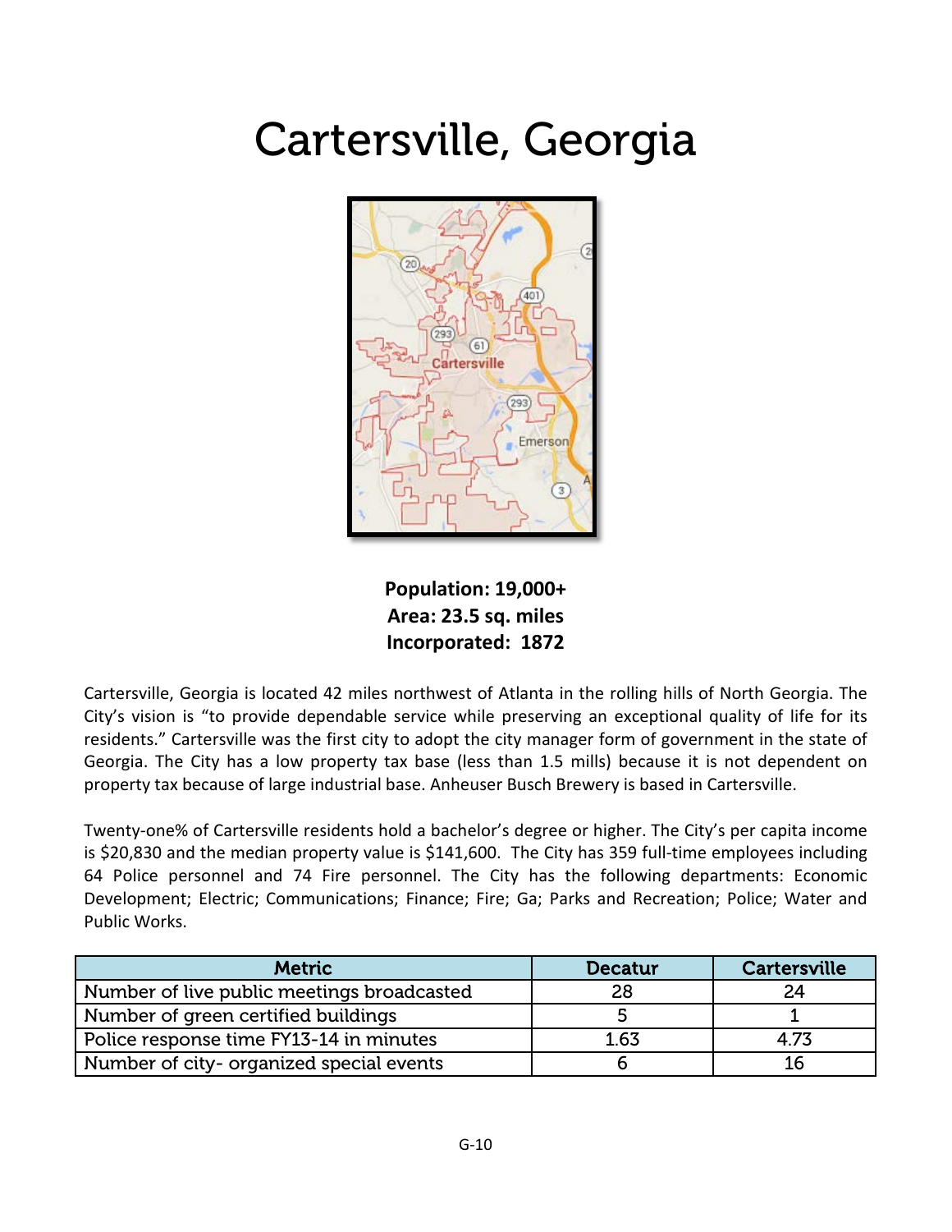# Cartersville, Georgia

**Population: 19,000+**
**Area: 23.5 sq. miles**
**Incorporated: 1872**

Cartersville, Georgia is located 42 miles northwest of Atlanta in the rolling hills of North Georgia. The City's vision is "to provide dependable service while preserving an exceptional quality of life for its residents." Cartersville was the first city to adopt the city manager form of government in the state of Georgia. The City has a low property tax base (less than 1.5 mills) because it is not dependent on property tax because of large industrial base. Anheuser Busch Brewery is based in Cartersville.

Twenty-one% of Cartersville residents hold a bachelor's degree or higher. The City's per capita income is $20,830 and the median property value is $141,600. The City has 359 full-time employees including 64 Police personnel and 74 Fire personnel. The City has the following departments: Economic Development; Electric; Communications; Finance; Fire; Ga; Parks and Recreation; Police; Water and Public Works.

| Metric | Decatur | Cartersville |
|---|---|---|
| Number of live public meetings broadcasted | 28 | 24 |
| Number of green certified buildings | 5 | 1 |
| Police response time FY13-14 in minutes | 1.63 | 4.73 |
| Number of city- organized special events | 6 | 16 |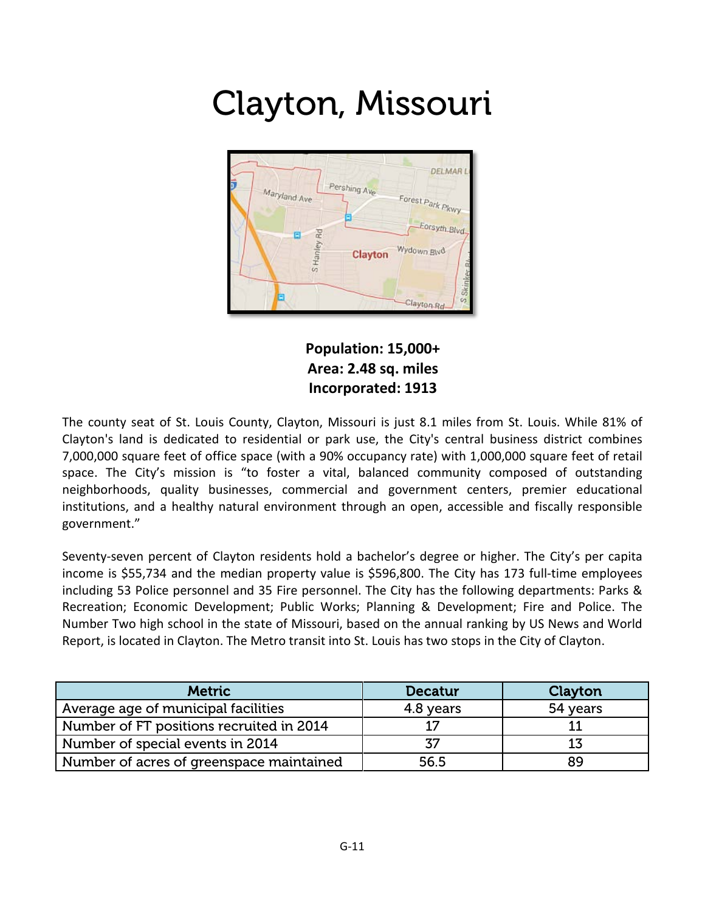# Clayton, Missouri

**Population: 15,000+**
**Area: 2.48 sq. miles**
**Incorporated: 1913**

The county seat of St. Louis County, Clayton, Missouri is just 8.1 miles from St. Louis. While 81% of Clayton's land is dedicated to residential or park use, the City's central business district combines 7,000,000 square feet of office space (with a 90% occupancy rate) with 1,000,000 square feet of retail space. The City's mission is "to foster a vital, balanced community composed of outstanding neighborhoods, quality businesses, commercial and government centers, premier educational institutions, and a healthy natural environment through an open, accessible and fiscally responsible government."

Seventy-seven percent of Clayton residents hold a bachelor's degree or higher. The City's per capita income is $55,734 and the median property value is $596,800. The City has 173 full-time employees including 53 Police personnel and 35 Fire personnel. The City has the following departments: Parks & Recreation; Economic Development; Public Works; Planning & Development; Fire and Police. The Number Two high school in the state of Missouri, based on the annual ranking by US News and World Report, is located in Clayton. The Metro transit into St. Louis has two stops in the City of Clayton.

| Metric | Decatur | Clayton |
| --- | --- | --- |
| Average age of municipal facilities | 4.8 years | 54 years |
| Number of FT positions recruited in 2014 | 17 | 11 |
| Number of special events in 2014 | 37 | 13 |
| Number of acres of greenspace maintained | 56.5 | 89 |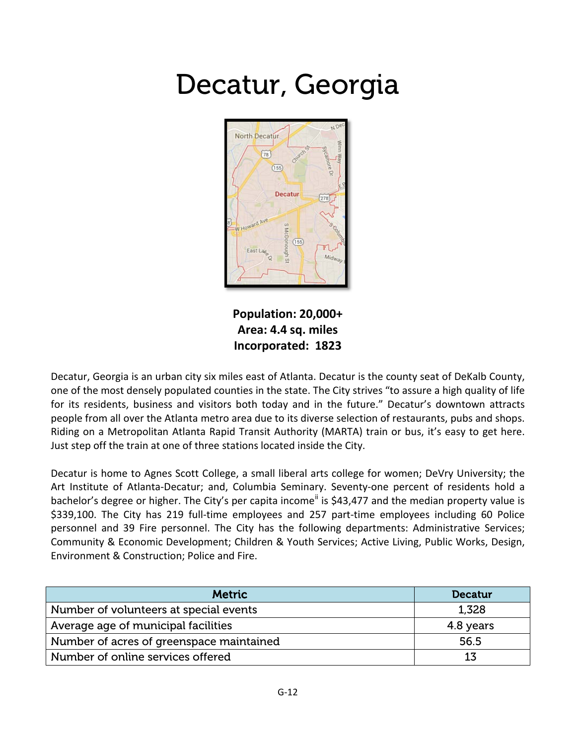# Decatur, Georgia

**Population: 20,000+**
**Area: 4.4 sq. miles**
**Incorporated: 1823**

Decatur, Georgia is an urban city six miles east of Atlanta. Decatur is the county seat of DeKalb County, one of the most densely populated counties in the state. The City strives "to assure a high quality of life for its residents, business and visitors both today and in the future." Decatur's downtown attracts people from all over the Atlanta metro area due to its diverse selection of restaurants, pubs and shops. Riding on a Metropolitan Atlanta Rapid Transit Authority (MARTA) train or bus, it's easy to get here. Just step off the train at one of three stations located inside the City.

Decatur is home to Agnes Scott College, a small liberal arts college for women; DeVry University; the Art Institute of Atlanta-Decatur; and, Columbia Seminary. Seventy-one percent of residents hold a bachelor's degree or higher. The City's per capita income[ii] is $43,477 and the median property value is $339,100. The City has 219 full-time employees and 257 part-time employees including 60 Police personnel and 39 Fire personnel. The City has the following departments: Administrative Services; Community & Economic Development; Children & Youth Services; Active Living, Public Works, Design, Environment & Construction; Police and Fire.

| Metric | Decatur |
|---|---|
| Number of volunteers at special events | 1,328 |
| Average age of municipal facilities | 4.8 years |
| Number of acres of greenspace maintained | 56.5 |
| Number of online services offered | 13 |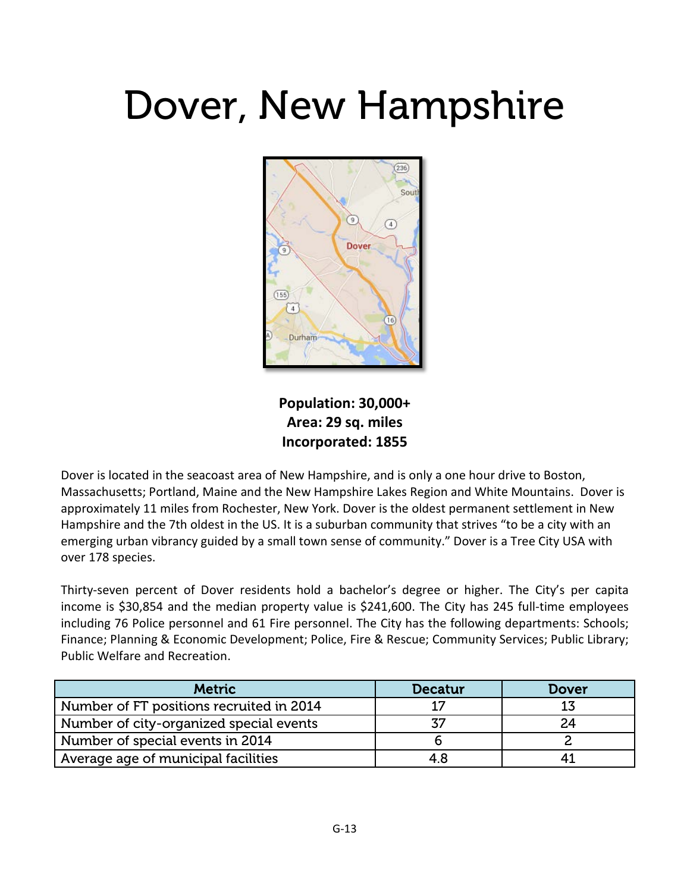# Dover, New Hampshire

**Population: 30,000+**
**Area: 29 sq. miles**
**Incorporated: 1855**

Dover is located in the seacoast area of New Hampshire, and is only a one hour drive to Boston, Massachusetts; Portland, Maine and the New Hampshire Lakes Region and White Mountains. Dover is approximately 11 miles from Rochester, New York. Dover is the oldest permanent settlement in New Hampshire and the 7th oldest in the US. It is a suburban community that strives "to be a city with an emerging urban vibrancy guided by a small town sense of community." Dover is a Tree City USA with over 178 species.

Thirty-seven percent of Dover residents hold a bachelor's degree or higher. The City's per capita income is $30,854 and the median property value is $241,600. The City has 245 full-time employees including 76 Police personnel and 61 Fire personnel. The City has the following departments: Schools; Finance; Planning & Economic Development; Police, Fire & Rescue; Community Services; Public Library; Public Welfare and Recreation.

| Metric | Decatur | Dover |
| --- | --- | --- |
| Number of FT positions recruited in 2014 | 17 | 13 |
| Number of city-organized special events | 37 | 24 |
| Number of special events in 2014 | 6 | 2 |
| Average age of municipal facilities | 4.8 | 41 |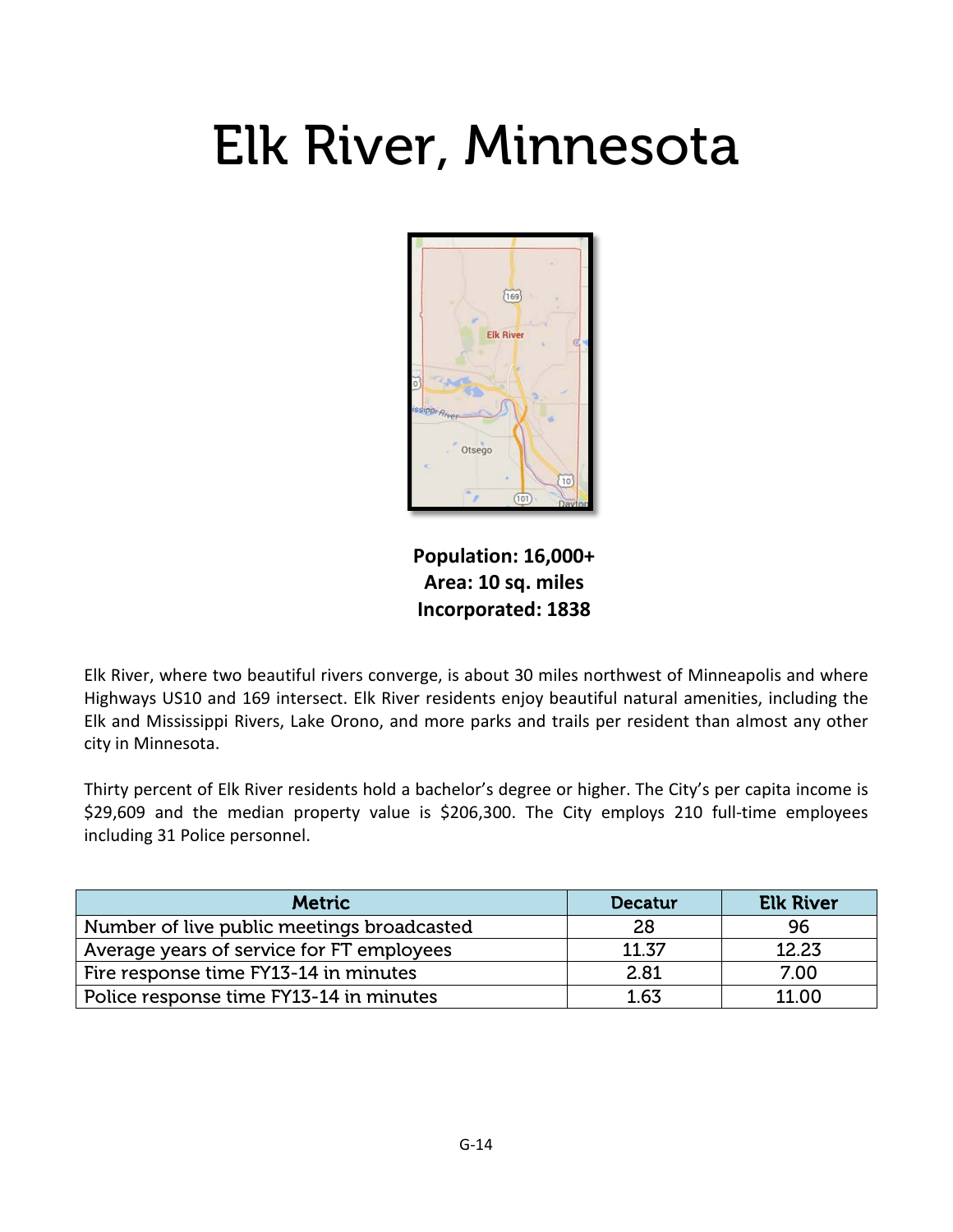# Elk River, Minnesota

**Population: 16,000+**
**Area: 10 sq. miles**
**Incorporated: 1838**

Elk River, where two beautiful rivers converge, is about 30 miles northwest of Minneapolis and where Highways US10 and 169 intersect. Elk River residents enjoy beautiful natural amenities, including the Elk and Mississippi Rivers, Lake Orono, and more parks and trails per resident than almost any other city in Minnesota.

Thirty percent of Elk River residents hold a bachelor's degree or higher. The City's per capita income is $29,609 and the median property value is $206,300. The City employs 210 full-time employees including 31 Police personnel.

| Metric | Decatur | Elk River |
| --- | --- | --- |
| Number of live public meetings broadcasted | 28 | 96 |
| Average years of service for FT employees | 11.37 | 12.23 |
| Fire response time FY13-14 in minutes | 2.81 | 7.00 |
| Police response time FY13-14 in minutes | 1.63 | 11.00 |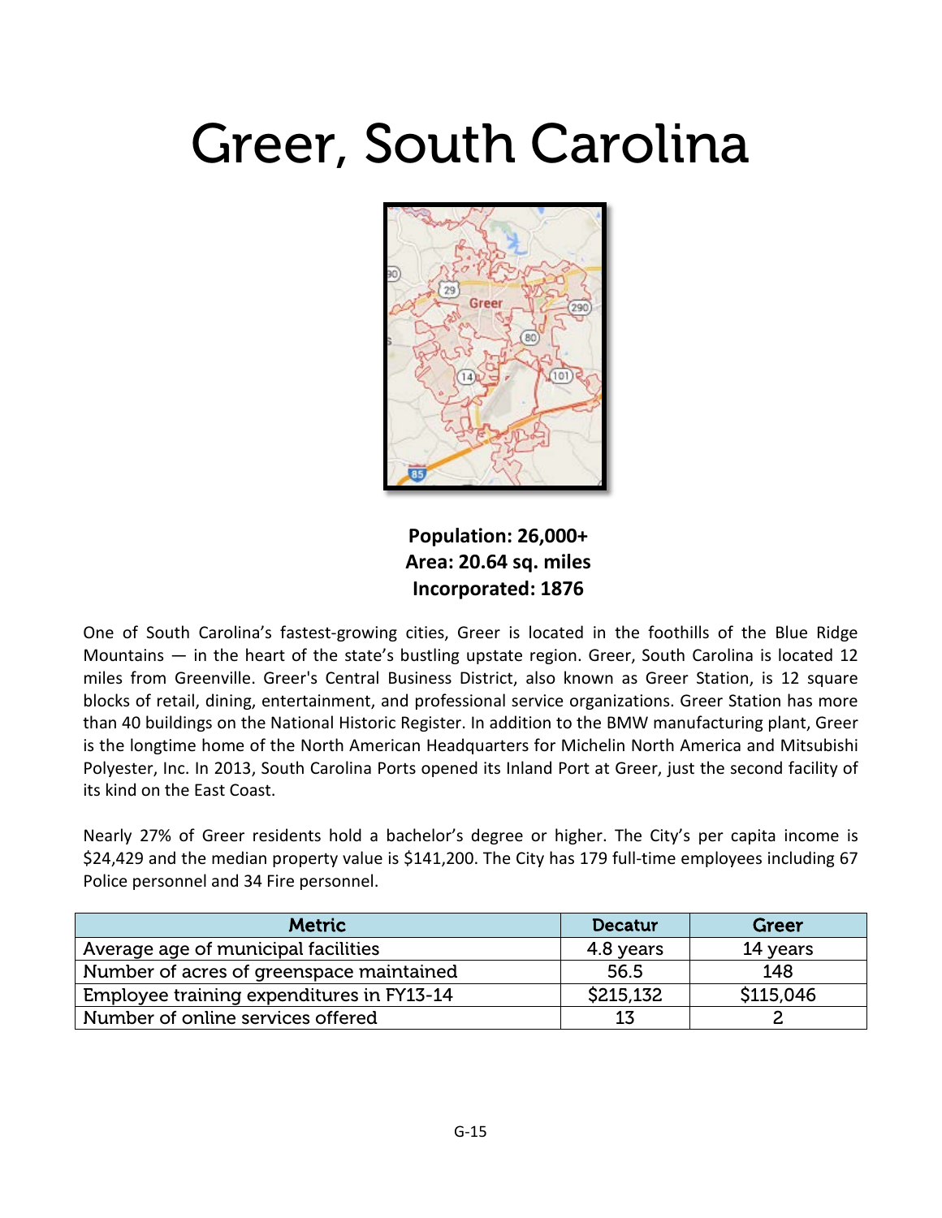# Greer, South Carolina

**Population: 26,000+**
**Area: 20.64 sq. miles**
**Incorporated: 1876**

One of South Carolina's fastest-growing cities, Greer is located in the foothills of the Blue Ridge Mountains — in the heart of the state's bustling upstate region. Greer, South Carolina is located 12 miles from Greenville. Greer's Central Business District, also known as Greer Station, is 12 square blocks of retail, dining, entertainment, and professional service organizations. Greer Station has more than 40 buildings on the National Historic Register. In addition to the BMW manufacturing plant, Greer is the longtime home of the North American Headquarters for Michelin North America and Mitsubishi Polyester, Inc. In 2013, South Carolina Ports opened its Inland Port at Greer, just the second facility of its kind on the East Coast.

Nearly 27% of Greer residents hold a bachelor's degree or higher. The City's per capita income is $24,429 and the median property value is $141,200. The City has 179 full-time employees including 67 Police personnel and 34 Fire personnel.

| Metric | Decatur | Greer |
|---|---|---|
| Average age of municipal facilities | 4.8 years | 14 years |
| Number of acres of greenspace maintained | 56.5 | 148 |
| Employee training expenditures in FY13-14 | $215,132 | $115,046 |
| Number of online services offered | 13 | 2 |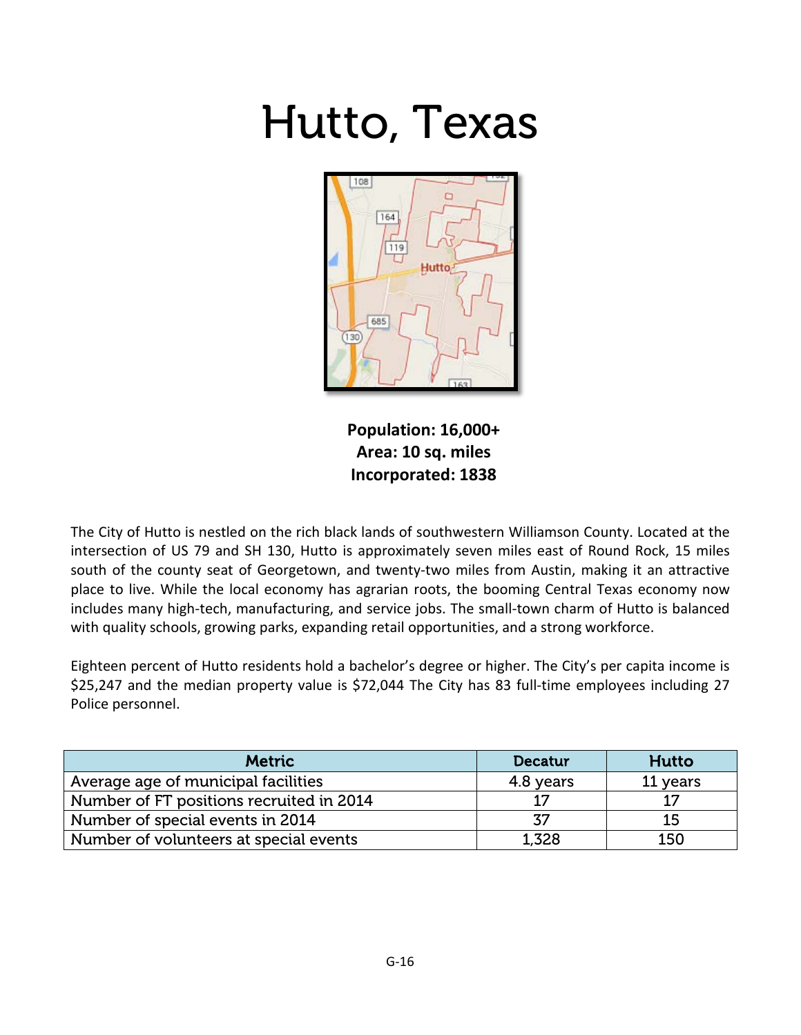# Hutto, Texas

**Population: 16,000+**
**Area: 10 sq. miles**
**Incorporated: 1838**

The City of Hutto is nestled on the rich black lands of southwestern Williamson County. Located at the intersection of US 79 and SH 130, Hutto is approximately seven miles east of Round Rock, 15 miles south of the county seat of Georgetown, and twenty-two miles from Austin, making it an attractive place to live. While the local economy has agrarian roots, the booming Central Texas economy now includes many high-tech, manufacturing, and service jobs. The small-town charm of Hutto is balanced with quality schools, growing parks, expanding retail opportunities, and a strong workforce.

Eighteen percent of Hutto residents hold a bachelor's degree or higher. The City's per capita income is $25,247 and the median property value is $72,044 The City has 83 full-time employees including 27 Police personnel.

| Metric | Decatur | Hutto |
| --- | --- | --- |
| Average age of municipal facilities | 4.8 years | 11 years |
| Number of FT positions recruited in 2014 | 17 | 17 |
| Number of special events in 2014 | 37 | 15 |
| Number of volunteers at special events | 1,328 | 150 |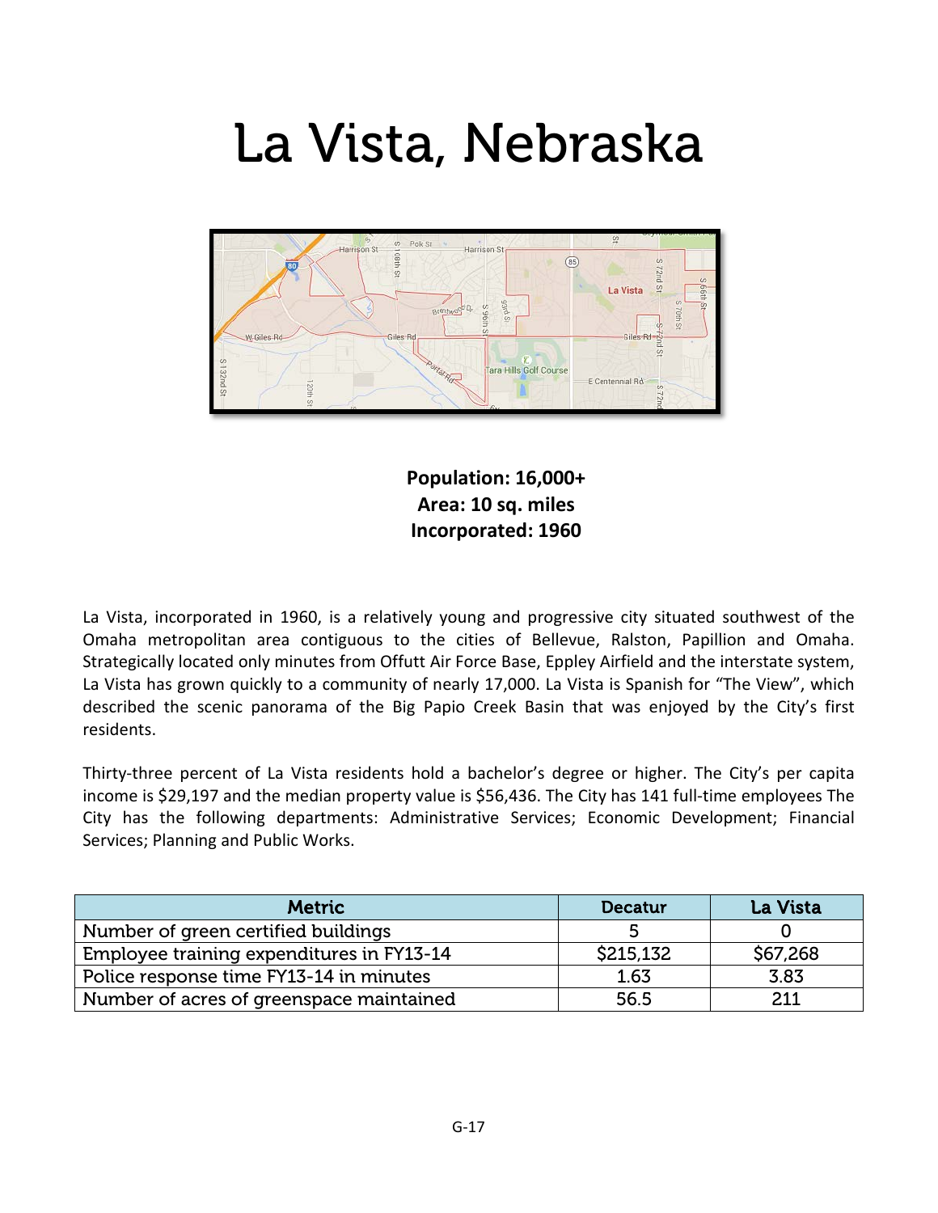# La Vista, Nebraska

**Population: 16,000+**
**Area: 10 sq. miles**
**Incorporated: 1960**

La Vista, incorporated in 1960, is a relatively young and progressive city situated southwest of the Omaha metropolitan area contiguous to the cities of Bellevue, Ralston, Papillion and Omaha. Strategically located only minutes from Offutt Air Force Base, Eppley Airfield and the interstate system, La Vista has grown quickly to a community of nearly 17,000. La Vista is Spanish for "The View", which described the scenic panorama of the Big Papio Creek Basin that was enjoyed by the City's first residents.

Thirty-three percent of La Vista residents hold a bachelor's degree or higher. The City's per capita income is $29,197 and the median property value is $56,436. The City has 141 full-time employees The City has the following departments: Administrative Services; Economic Development; Financial Services; Planning and Public Works.

| Metric | Decatur | La Vista |
|---|---|---|
| Number of green certified buildings | 5 | 0 |
| Employee training expenditures in FY13-14 | $215,132 | $67,268 |
| Police response time FY13-14 in minutes | 1.63 | 3.83 |
| Number of acres of greenspace maintained | 56.5 | 211 |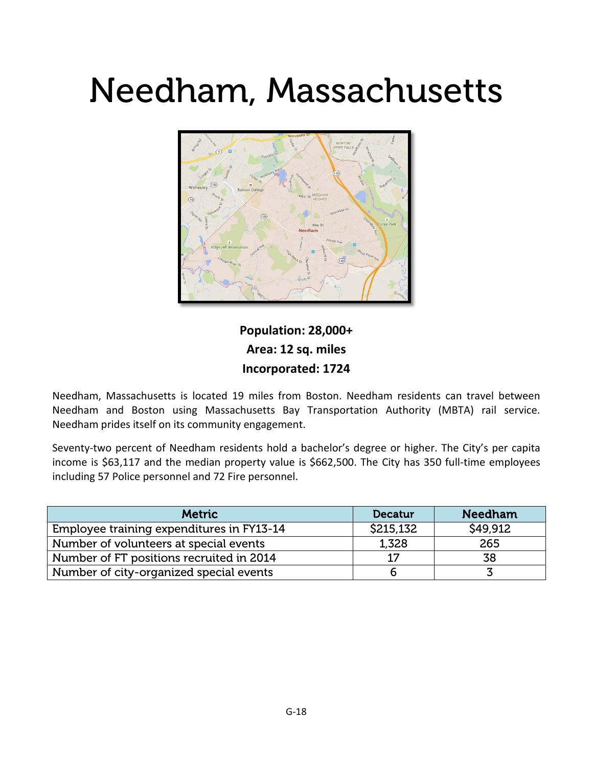# Needham, Massachusetts

**Population: 28,000+**
**Area: 12 sq. miles**
**Incorporated: 1724**

Needham, Massachusetts is located 19 miles from Boston. Needham residents can travel between Needham and Boston using Massachusetts Bay Transportation Authority (MBTA) rail service. Needham prides itself on its community engagement.

Seventy-two percent of Needham residents hold a bachelor's degree or higher. The City's per capita income is $63,117 and the median property value is $662,500. The City has 350 full-time employees including 57 Police personnel and 72 Fire personnel.

| Metric | Decatur | Needham |
| --- | --- | --- |
| Employee training expenditures in FY13-14 | $215,132 | $49,912 |
| Number of volunteers at special events | 1,328 | 265 |
| Number of FT positions recruited in 2014 | 17 | 38 |
| Number of city-organized special events | 6 | 3 |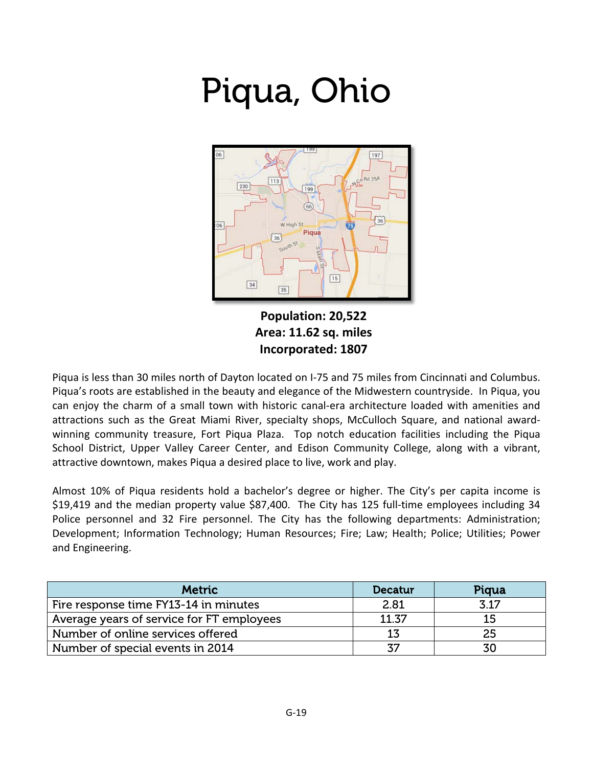# Piqua, Ohio

**Population: 20,522**
**Area: 11.62 sq. miles**
**Incorporated: 1807**

Piqua is less than 30 miles north of Dayton located on I-75 and 75 miles from Cincinnati and Columbus. Piqua's roots are established in the beauty and elegance of the Midwestern countryside. In Piqua, you can enjoy the charm of a small town with historic canal-era architecture loaded with amenities and attractions such as the Great Miami River, specialty shops, McCulloch Square, and national award-winning community treasure, Fort Piqua Plaza. Top notch education facilities including the Piqua School District, Upper Valley Career Center, and Edison Community College, along with a vibrant, attractive downtown, makes Piqua a desired place to live, work and play.

Almost 10% of Piqua residents hold a bachelor's degree or higher. The City's per capita income is $19,419 and the median property value $87,400. The City has 125 full-time employees including 34 Police personnel and 32 Fire personnel. The City has the following departments: Administration; Development; Information Technology; Human Resources; Fire; Law; Health; Police; Utilities; Power and Engineering.

| Metric | Decatur | Piqua |
|---|---|---|
| Fire response time FY13-14 in minutes | 2.81 | 3.17 |
| Average years of service for FT employees | 11.37 | 15 |
| Number of online services offered | 13 | 25 |
| Number of special events in 2014 | 37 | 30 |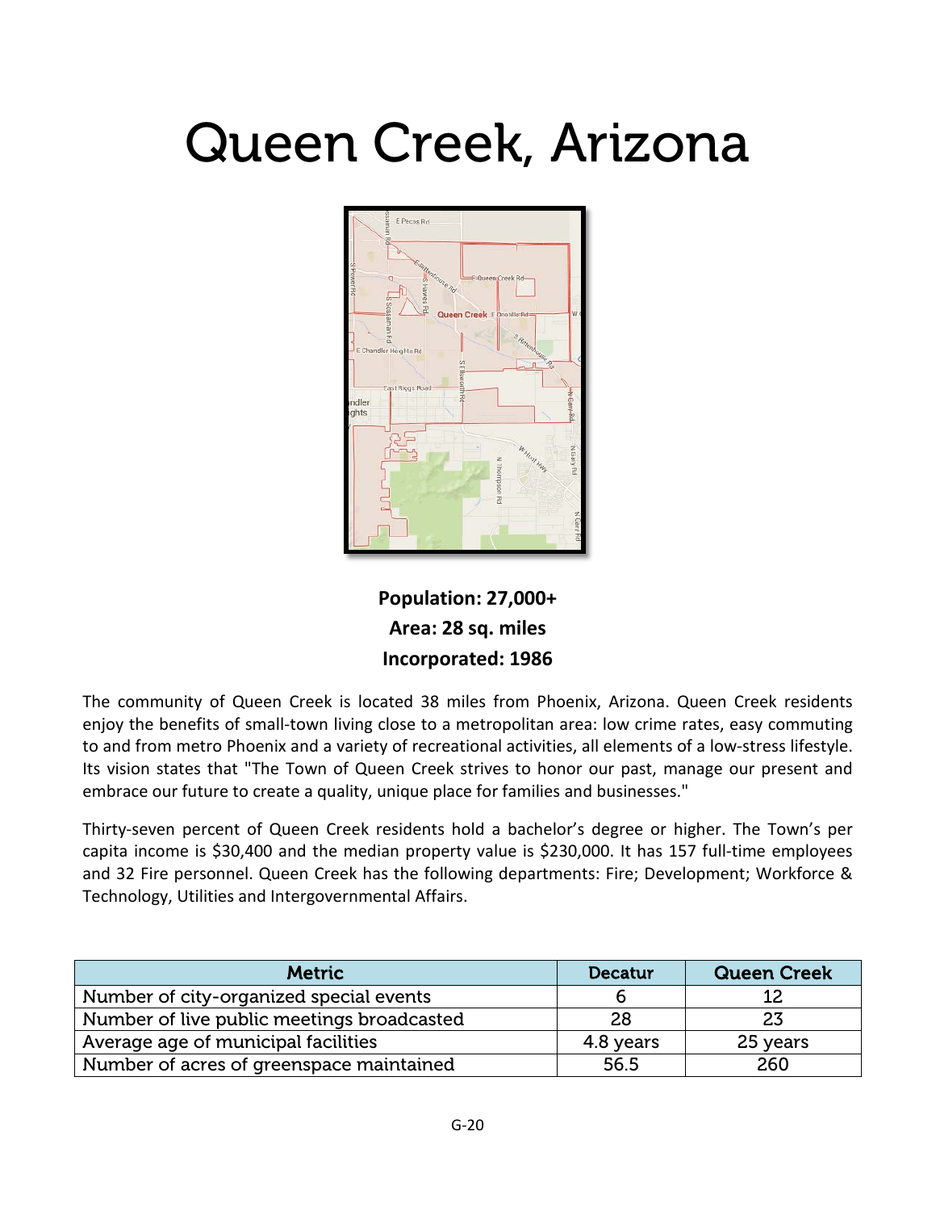# Queen Creek, Arizona

**Population: 27,000+**
**Area: 28 sq. miles**
**Incorporated: 1986**

The community of Queen Creek is located 38 miles from Phoenix, Arizona. Queen Creek residents enjoy the benefits of small-town living close to a metropolitan area: low crime rates, easy commuting to and from metro Phoenix and a variety of recreational activities, all elements of a low-stress lifestyle. Its vision states that "The Town of Queen Creek strives to honor our past, manage our present and embrace our future to create a quality, unique place for families and businesses."

Thirty-seven percent of Queen Creek residents hold a bachelor's degree or higher. The Town's per capita income is $30,400 and the median property value is $230,000. It has 157 full-time employees and 32 Fire personnel. Queen Creek has the following departments: Fire; Development; Workforce & Technology, Utilities and Intergovernmental Affairs.

| Metric | Decatur | Queen Creek |
|---|---|---|
| Number of city-organized special events | 6 | 12 |
| Number of live public meetings broadcasted | 28 | 23 |
| Average age of municipal facilities | 4.8 years | 25 years |
| Number of acres of greenspace maintained | 56.5 | 260 |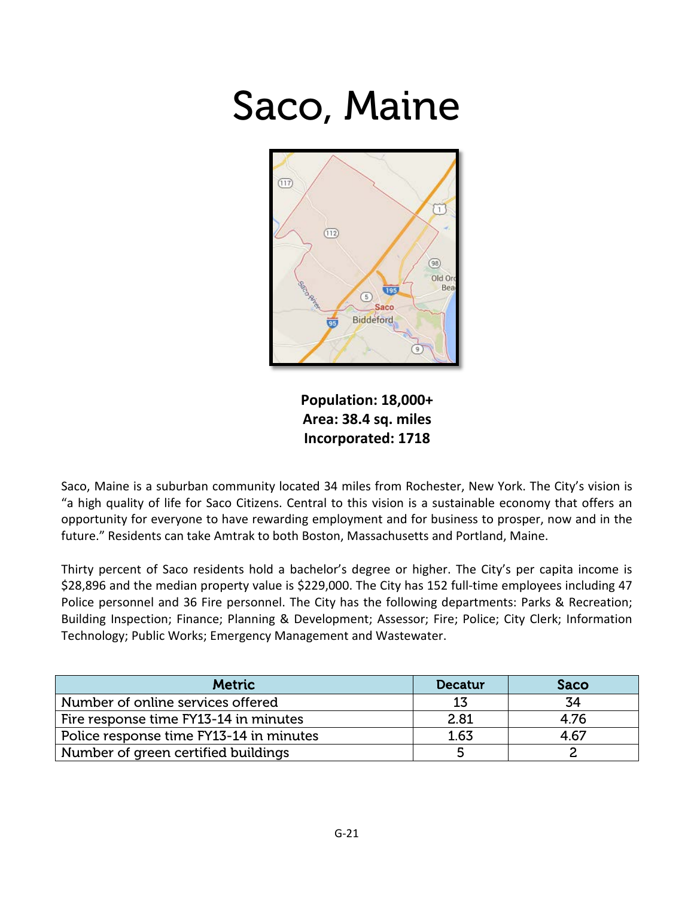# Saco, Maine

**Population: 18,000+**
**Area: 38.4 sq. miles**
**Incorporated: 1718**

Saco, Maine is a suburban community located 34 miles from Rochester, New York. The City's vision is "a high quality of life for Saco Citizens. Central to this vision is a sustainable economy that offers an opportunity for everyone to have rewarding employment and for business to prosper, now and in the future." Residents can take Amtrak to both Boston, Massachusetts and Portland, Maine.

Thirty percent of Saco residents hold a bachelor's degree or higher. The City's per capita income is $28,896 and the median property value is $229,000. The City has 152 full-time employees including 47 Police personnel and 36 Fire personnel. The City has the following departments: Parks & Recreation; Building Inspection; Finance; Planning & Development; Assessor; Fire; Police; City Clerk; Information Technology; Public Works; Emergency Management and Wastewater.

| Metric | Decatur | Saco |
|---|---|---|
| Number of online services offered | 13 | 34 |
| Fire response time FY13-14 in minutes | 2.81 | 4.76 |
| Police response time FY13-14 in minutes | 1.63 | 4.67 |
| Number of green certified buildings | 5 | 2 |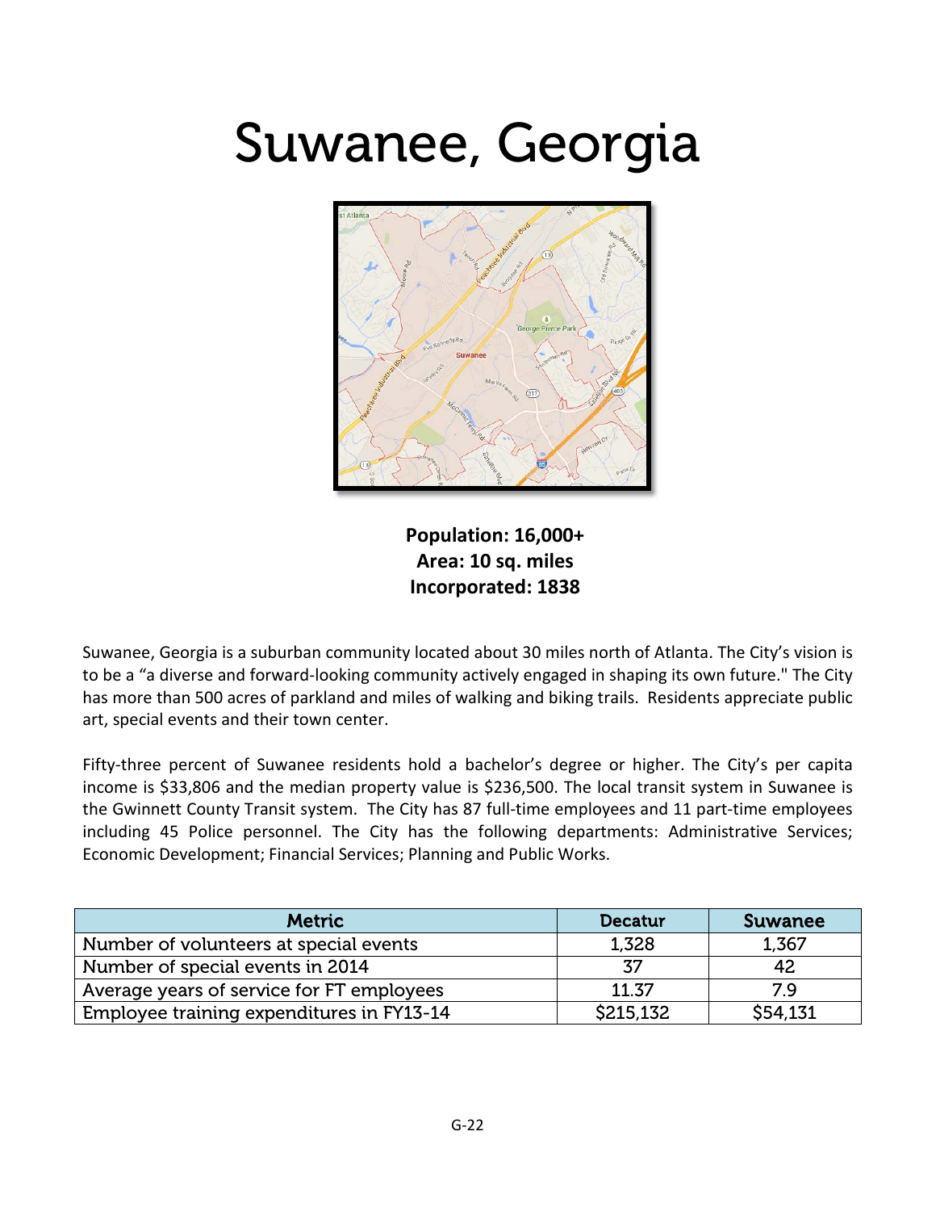# Suwanee, Georgia

**Population: 16,000+**
**Area: 10 sq. miles**
**Incorporated: 1838**

Suwanee, Georgia is a suburban community located about 30 miles north of Atlanta. The City's vision is to be a "a diverse and forward-looking community actively engaged in shaping its own future." The City has more than 500 acres of parkland and miles of walking and biking trails. Residents appreciate public art, special events and their town center.

Fifty-three percent of Suwanee residents hold a bachelor's degree or higher. The City's per capita income is $33,806 and the median property value is $236,500. The local transit system in Suwanee is the Gwinnett County Transit system. The City has 87 full-time employees and 11 part-time employees including 45 Police personnel. The City has the following departments: Administrative Services; Economic Development; Financial Services; Planning and Public Works.

| Metric | Decatur | Suwanee |
|---|---|---|
| Number of volunteers at special events | 1,328 | 1,367 |
| Number of special events in 2014 | 37 | 42 |
| Average years of service for FT employees | 11.37 | 7.9 |
| Employee training expenditures in FY13-14 | $215,132 | $54,131 |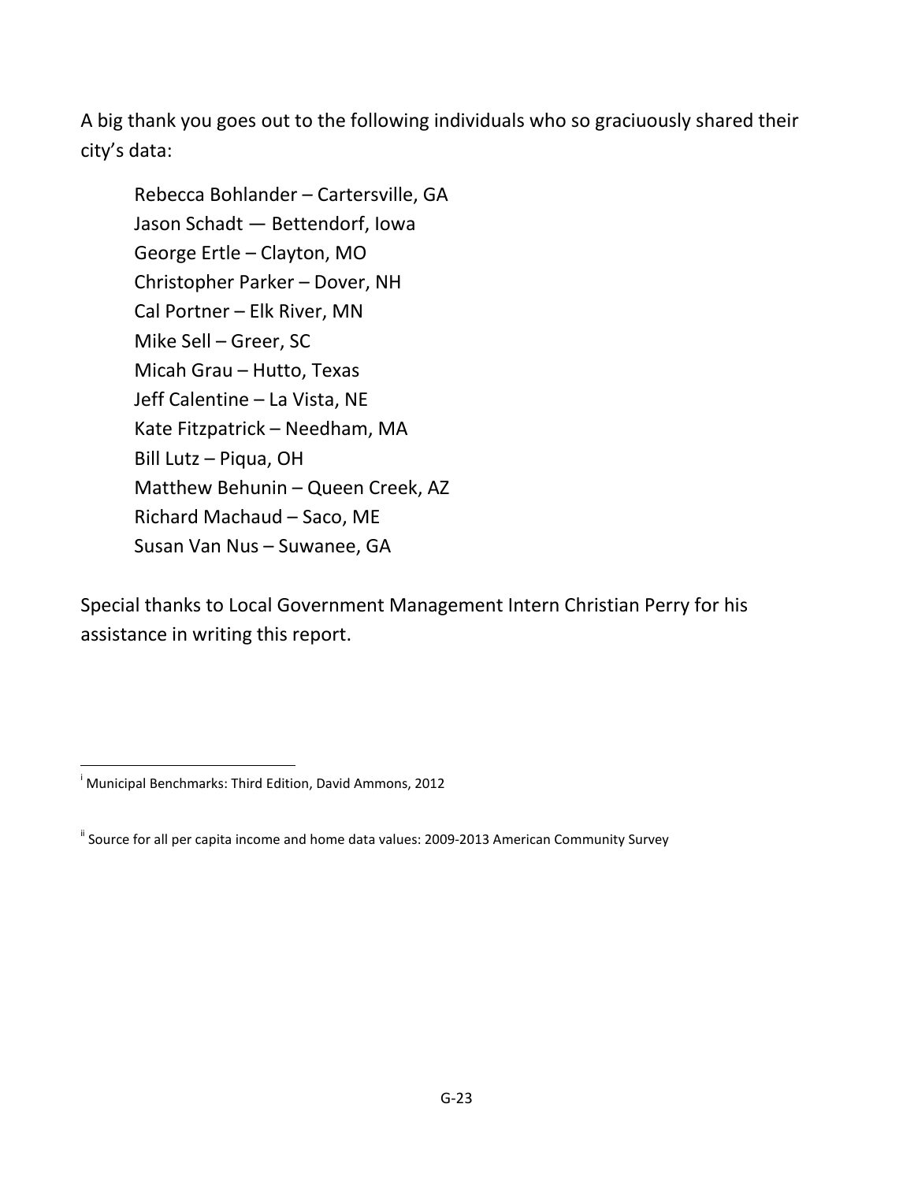A big thank you goes out to the following individuals who so graciuously shared their city's data:

Rebecca Bohlander – Cartersville, GA
Jason Schadt — Bettendorf, Iowa
George Ertle – Clayton, MO
Christopher Parker – Dover, NH
Cal Portner – Elk River, MN
Mike Sell – Greer, SC
Micah Grau – Hutto, Texas
Jeff Calentine – La Vista, NE
Kate Fitzpatrick – Needham, MA
Bill Lutz – Piqua, OH
Matthew Behunin – Queen Creek, AZ
Richard Machaud – Saco, ME
Susan Van Nus – Suwanee, GA

Special thanks to Local Government Management Intern Christian Perry for his assistance in writing this report.

---

[i] Municipal Benchmarks: Third Edition, David Ammons, 2012

[ii] Source for all per capita income and home data values: 2009-2013 American Community Survey